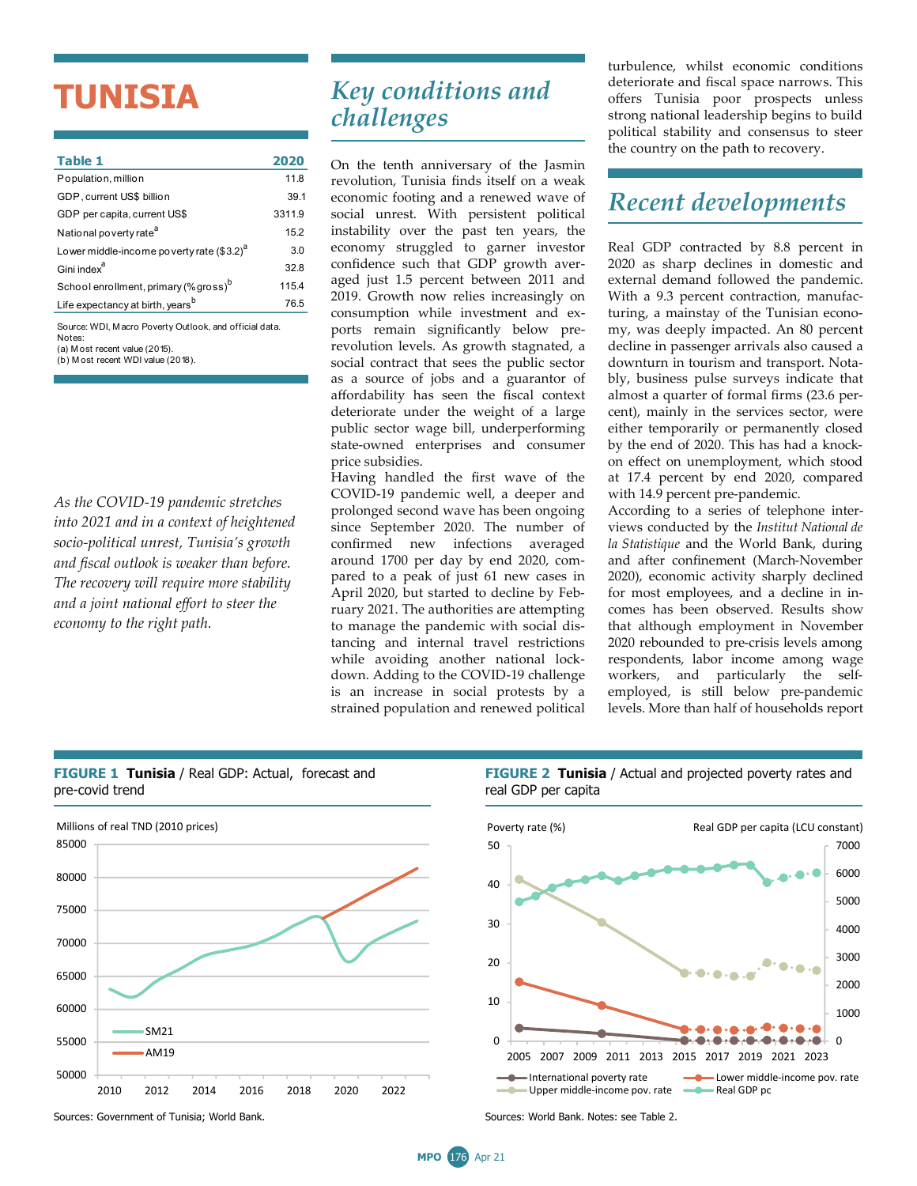# TUNISIA

| Table 1 | 2020 |
|---|---|
| Population, million | 11.8 |
| GDP, current US$ billion | 39.1 |
| GDP per capita, current US$ | 3311.9 |
| National poverty rate[a] | 15.2 |
| Lower middle-income poverty rate ($3.2)[a] | 3.0 |
| Gini index[a] | 32.8 |
| School enrollment, primary (% gross)[b] | 115.4 |
| Life expectancy at birth, years[b] | 76.5 |

Source: WDI, Macro Poverty Outlook, and official data.
Notes:
(a) Most recent value (2015).
(b) Most recent WDI value (2018).

*As the COVID-19 pandemic stretches into 2021 and in a context of heightened socio-political unrest, Tunisia's growth and fiscal outlook is weaker than before. The recovery will require more stability and a joint national effort to steer the economy to the right path.*

## Key conditions and challenges

On the tenth anniversary of the Jasmin revolution, Tunisia finds itself on a weak economic footing and a renewed wave of social unrest. With persistent political instability over the past ten years, the economy struggled to garner investor confidence such that GDP growth averaged just 1.5 percent between 2011 and 2019. Growth now relies increasingly on consumption while investment and exports remain significantly below pre-revolution levels. As growth stagnated, a social contract that sees the public sector as a source of jobs and a guarantor of affordability has seen the fiscal context deteriorate under the weight of a large public sector wage bill, underperforming state-owned enterprises and consumer price subsidies.

Having handled the first wave of the COVID-19 pandemic well, a deeper and prolonged second wave has been ongoing since September 2020. The number of confirmed new infections averaged around 1700 per day by end 2020, compared to a peak of just 61 new cases in April 2020, but started to decline by February 2021. The authorities are attempting to manage the pandemic with social distancing and internal travel restrictions while avoiding another national lockdown. Adding to the COVID-19 challenge is an increase in social protests by a strained population and renewed political turbulence, whilst economic conditions deteriorate and fiscal space narrows. This offers Tunisia poor prospects unless strong national leadership begins to build political stability and consensus to steer the country on the path to recovery.

## Recent developments

Real GDP contracted by 8.8 percent in 2020 as sharp declines in domestic and external demand followed the pandemic. With a 9.3 percent contraction, manufacturing, a mainstay of the Tunisian economy, was deeply impacted. An 80 percent decline in passenger arrivals also caused a downturn in tourism and transport. Notably, business pulse surveys indicate that almost a quarter of formal firms (23.6 percent), mainly in the services sector, were either temporarily or permanently closed by the end of 2020. This has had a knock-on effect on unemployment, which stood at 17.4 percent by end 2020, compared with 14.9 percent pre-pandemic.

According to a series of telephone interviews conducted by the *Institut National de la Statistique* and the World Bank, during and after confinement (March-November 2020), economic activity sharply declined for most employees, and a decline in incomes has been observed. Results show that although employment in November 2020 rebounded to pre-crisis levels among respondents, labor income among wage workers, and particularly the self-employed, is still below pre-pandemic levels. More than half of households report

**FIGURE 1 Tunisia** / Real GDP: Actual, forecast and pre-covid trend

Sources: Government of Tunisia; World Bank.

**FIGURE 2 Tunisia** / Actual and projected poverty rates and real GDP per capita

Sources: World Bank. Notes: see Table 2.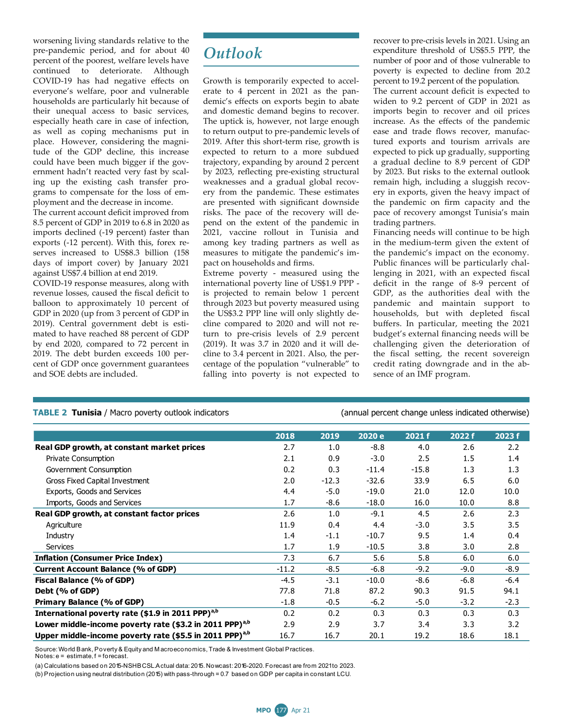worsening living standards relative to the pre-pandemic period, and for about 40 percent of the poorest, welfare levels have continued to deteriorate. Although COVID-19 has had negative effects on everyone's welfare, poor and vulnerable households are particularly hit because of their unequal access to basic services, especially heath care in case of infection, as well as coping mechanisms put in place. However, considering the magnitude of the GDP decline, this increase could have been much bigger if the government hadn't reacted very fast by scaling up the existing cash transfer programs to compensate for the loss of employment and the decrease in income.

The current account deficit improved from 8.5 percent of GDP in 2019 to 6.8 in 2020 as imports declined (-19 percent) faster than exports (-12 percent). With this, forex reserves increased to US$8.3 billion (158 days of import cover) by January 2021 against US$7.4 billion at end 2019.

COVID-19 response measures, along with revenue losses, caused the fiscal deficit to balloon to approximately 10 percent of GDP in 2020 (up from 3 percent of GDP in 2019). Central government debt is estimated to have reached 88 percent of GDP by end 2020, compared to 72 percent in 2019. The debt burden exceeds 100 percent of GDP once government guarantees and SOE debts are included.

## Outlook

Growth is temporarily expected to accelerate to 4 percent in 2021 as the pandemic's effects on exports begin to abate and domestic demand begins to recover. The uptick is, however, not large enough to return output to pre-pandemic levels of 2019. After this short-term rise, growth is expected to return to a more subdued trajectory, expanding by around 2 percent by 2023, reflecting pre-existing structural weaknesses and a gradual global recovery from the pandemic. These estimates are presented with significant downside risks. The pace of the recovery will depend on the extent of the pandemic in 2021, vaccine rollout in Tunisia and among key trading partners as well as measures to mitigate the pandemic's impact on households and firms.

Extreme poverty - measured using the international poverty line of US$1.9 PPP - is projected to remain below 1 percent through 2023 but poverty measured using the US$3.2 PPP line will only slightly decline compared to 2020 and will not return to pre-crisis levels of 2.9 percent (2019). It was 3.7 in 2020 and it will decline to 3.4 percent in 2021. Also, the percentage of the population "vulnerable" to falling into poverty is not expected to recover to pre-crisis levels in 2021. Using an expenditure threshold of US$5.5 PPP, the number of poor and of those vulnerable to poverty is expected to decline from 20.2 percent to 19.2 percent of the population.

The current account deficit is expected to widen to 9.2 percent of GDP in 2021 as imports begin to recover and oil prices increase. As the effects of the pandemic ease and trade flows recover, manufactured exports and tourism arrivals are expected to pick up gradually, supporting a gradual decline to 8.9 percent of GDP by 2023. But risks to the external outlook remain high, including a sluggish recovery in exports, given the heavy impact of the pandemic on firm capacity and the pace of recovery amongst Tunisia's main trading partners.

Financing needs will continue to be high in the medium-term given the extent of the pandemic's impact on the economy. Public finances will be particularly challenging in 2021, with an expected fiscal deficit in the range of 8-9 percent of GDP, as the authorities deal with the pandemic and maintain support to households, but with depleted fiscal buffers. In particular, meeting the 2021 budget's external financing needs will be challenging given the deterioration of the fiscal setting, the recent sovereign credit rating downgrade and in the absence of an IMF program.

**TABLE 2 Tunisia** / Macro poverty outlook indicators (annual percent change unless indicated otherwise)

| | 2018 | 2019 | 2020 e | 2021 f | 2022 f | 2023 f |
|---|---|---|---|---|---|---|
| **Real GDP growth, at constant market prices** | 2.7 | 1.0 | -8.8 | 4.0 | 2.6 | 2.2 |
| Private Consumption | 2.1 | 0.9 | -3.0 | 2.5 | 1.5 | 1.4 |
| Government Consumption | 0.2 | 0.3 | -11.4 | -15.8 | 1.3 | 1.3 |
| Gross Fixed Capital Investment | 2.0 | -12.3 | -32.6 | 33.9 | 6.5 | 6.0 |
| Exports, Goods and Services | 4.4 | -5.0 | -19.0 | 21.0 | 12.0 | 10.0 |
| Imports, Goods and Services | 1.7 | -8.6 | -18.0 | 16.0 | 10.0 | 8.8 |
| **Real GDP growth, at constant factor prices** | 2.6 | 1.0 | -9.1 | 4.5 | 2.6 | 2.3 |
| Agriculture | 11.9 | 0.4 | 4.4 | -3.0 | 3.5 | 3.5 |
| Industry | 1.4 | -1.1 | -10.7 | 9.5 | 1.4 | 0.4 |
| Services | 1.7 | 1.9 | -10.5 | 3.8 | 3.0 | 2.8 |
| **Inflation (Consumer Price Index)** | 7.3 | 6.7 | 5.6 | 5.8 | 6.0 | 6.0 |
| **Current Account Balance (% of GDP)** | -11.2 | -8.5 | -6.8 | -9.2 | -9.0 | -8.9 |
| **Fiscal Balance (% of GDP)** | -4.5 | -3.1 | -10.0 | -8.6 | -6.8 | -6.4 |
| **Debt (% of GDP)** | 77.8 | 71.8 | 87.2 | 90.3 | 91.5 | 94.1 |
| **Primary Balance (% of GDP)** | -1.8 | -0.5 | -6.2 | -5.0 | -3.2 | -2.3 |
| **International poverty rate ($1.9 in 2011 PPP)[a,b]** | 0.2 | 0.2 | 0.3 | 0.3 | 0.3 | 0.3 |
| **Lower middle-income poverty rate ($3.2 in 2011 PPP)[a,b]** | 2.9 | 2.9 | 3.7 | 3.4 | 3.3 | 3.2 |
| **Upper middle-income poverty rate ($5.5 in 2011 PPP)[a,b]** | 16.7 | 16.7 | 20.1 | 19.2 | 18.6 | 18.1 |

Source: World Bank, Poverty & Equity and Macroeconomics, Trade & Investment Global Practices.
Notes: e = estimate, f = forecast.

(a) Calculations based on 2015-NSHBCSL. Actual data: 2015. Nowcast: 2016-2020. Forecast are from 2021 to 2023.
(b) Projection using neutral distribution (2015) with pass-through = 0.7 based on GDP per capita in constant LCU.